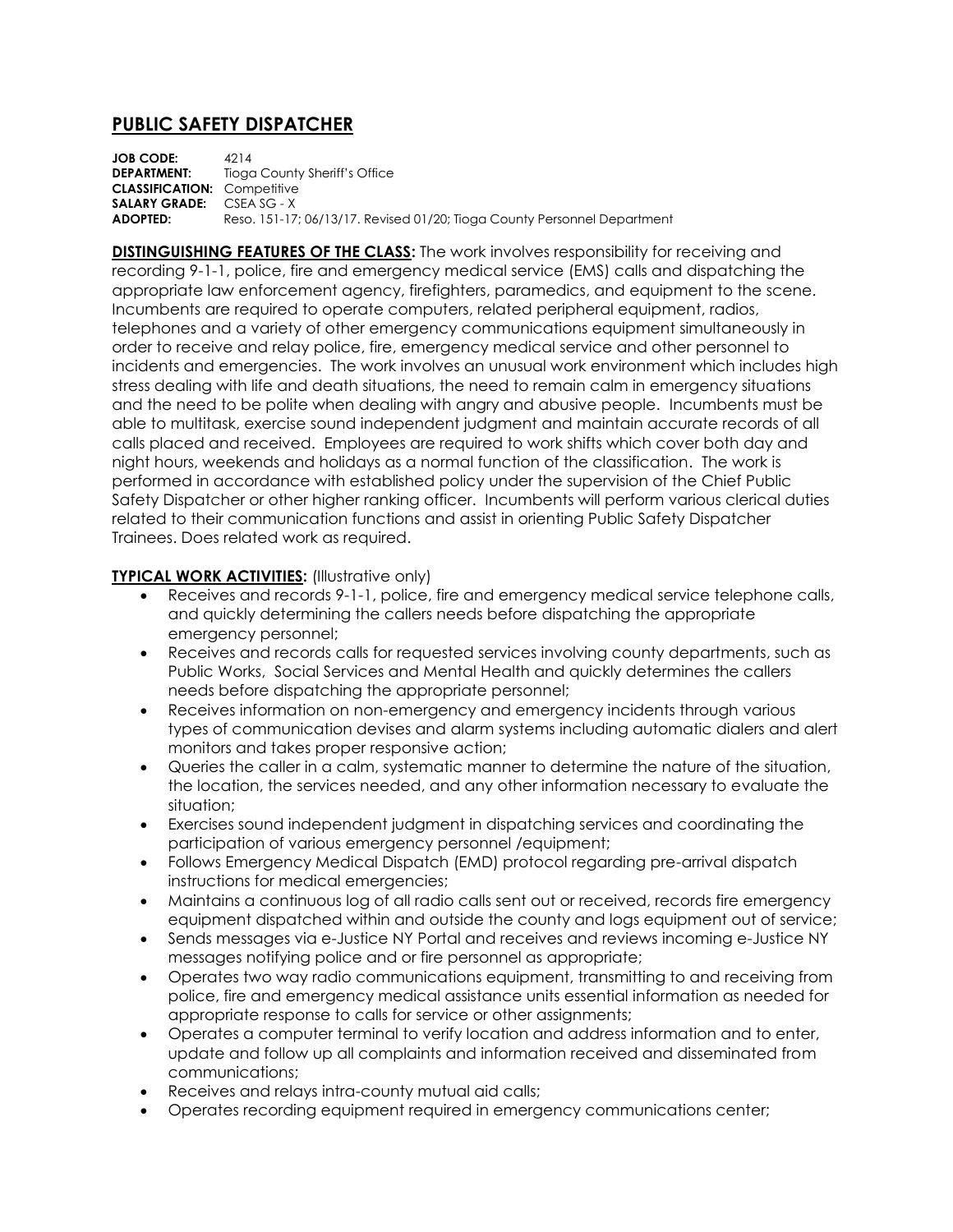# PUBLIC SAFETY DISPATCHER

**JOB CODE:** 4214
**DEPARTMENT:** Tioga County Sheriff's Office
**CLASSIFICATION:** Competitive
**SALARY GRADE:** CSEA SG - X
**ADOPTED:** Reso. 151-17; 06/13/17. Revised 01/20; Tioga County Personnel Department

**DISTINGUISHING FEATURES OF THE CLASS:** The work involves responsibility for receiving and recording 9-1-1, police, fire and emergency medical service (EMS) calls and dispatching the appropriate law enforcement agency, firefighters, paramedics, and equipment to the scene. Incumbents are required to operate computers, related peripheral equipment, radios, telephones and a variety of other emergency communications equipment simultaneously in order to receive and relay police, fire, emergency medical service and other personnel to incidents and emergencies. The work involves an unusual work environment which includes high stress dealing with life and death situations, the need to remain calm in emergency situations and the need to be polite when dealing with angry and abusive people. Incumbents must be able to multitask, exercise sound independent judgment and maintain accurate records of all calls placed and received. Employees are required to work shifts which cover both day and night hours, weekends and holidays as a normal function of the classification. The work is performed in accordance with established policy under the supervision of the Chief Public Safety Dispatcher or other higher ranking officer. Incumbents will perform various clerical duties related to their communication functions and assist in orienting Public Safety Dispatcher Trainees. Does related work as required.

**TYPICAL WORK ACTIVITIES:** (Illustrative only)

- Receives and records 9-1-1, police, fire and emergency medical service telephone calls, and quickly determining the callers needs before dispatching the appropriate emergency personnel;
- Receives and records calls for requested services involving county departments, such as Public Works, Social Services and Mental Health and quickly determines the callers needs before dispatching the appropriate personnel;
- Receives information on non-emergency and emergency incidents through various types of communication devises and alarm systems including automatic dialers and alert monitors and takes proper responsive action;
- Queries the caller in a calm, systematic manner to determine the nature of the situation, the location, the services needed, and any other information necessary to evaluate the situation;
- Exercises sound independent judgment in dispatching services and coordinating the participation of various emergency personnel /equipment;
- Follows Emergency Medical Dispatch (EMD) protocol regarding pre-arrival dispatch instructions for medical emergencies;
- Maintains a continuous log of all radio calls sent out or received, records fire emergency equipment dispatched within and outside the county and logs equipment out of service;
- Sends messages via e-Justice NY Portal and receives and reviews incoming e-Justice NY messages notifying police and or fire personnel as appropriate;
- Operates two way radio communications equipment, transmitting to and receiving from police, fire and emergency medical assistance units essential information as needed for appropriate response to calls for service or other assignments;
- Operates a computer terminal to verify location and address information and to enter, update and follow up all complaints and information received and disseminated from communications;
- Receives and relays intra-county mutual aid calls;
- Operates recording equipment required in emergency communications center;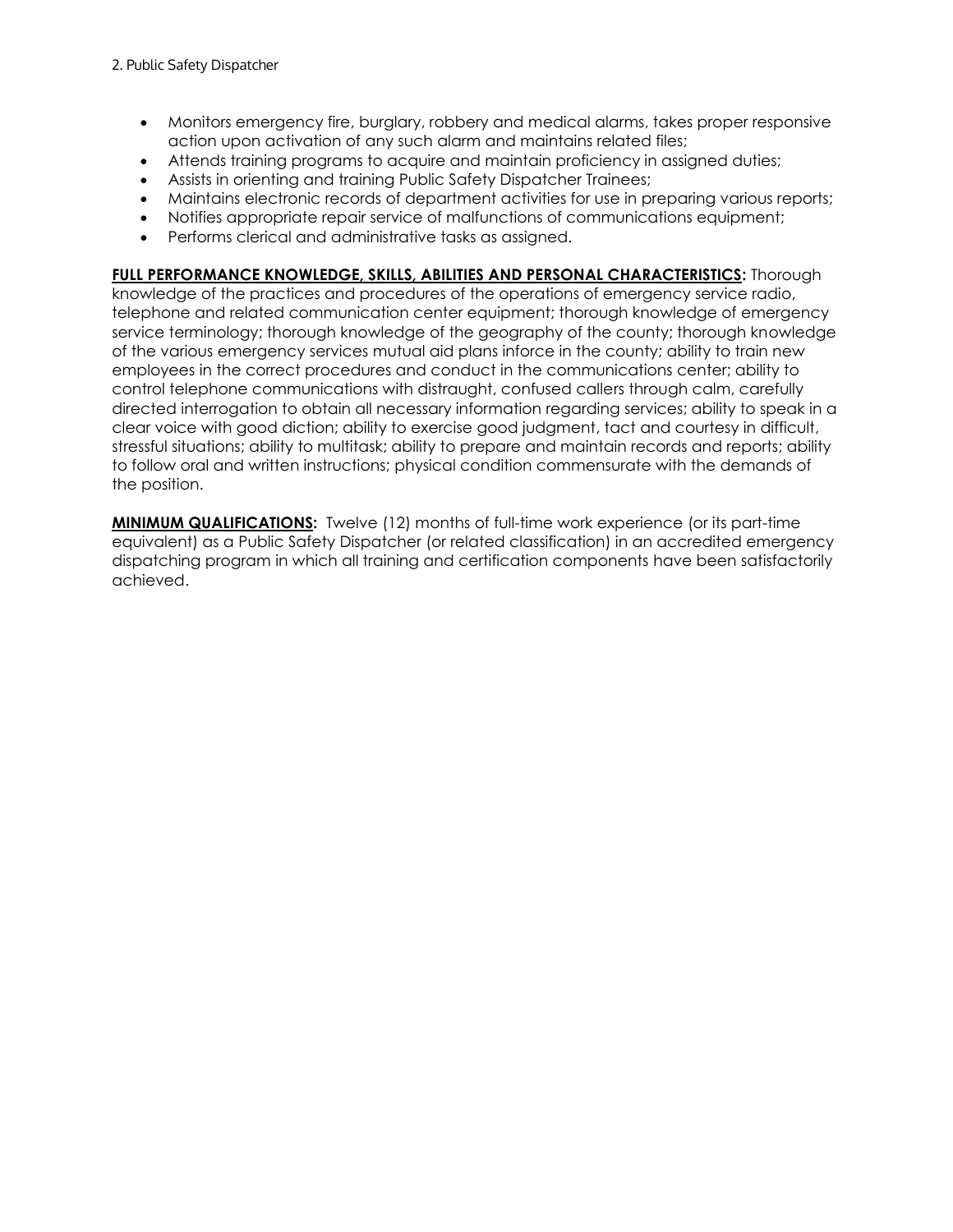- Monitors emergency fire, burglary, robbery and medical alarms, takes proper responsive action upon activation of any such alarm and maintains related files;
- Attends training programs to acquire and maintain proficiency in assigned duties;
- Assists in orienting and training Public Safety Dispatcher Trainees;
- Maintains electronic records of department activities for use in preparing various reports;
- Notifies appropriate repair service of malfunctions of communications equipment;
- Performs clerical and administrative tasks as assigned.

**FULL PERFORMANCE KNOWLEDGE, SKILLS, ABILITIES AND PERSONAL CHARACTERISTICS:** Thorough knowledge of the practices and procedures of the operations of emergency service radio, telephone and related communication center equipment; thorough knowledge of emergency service terminology; thorough knowledge of the geography of the county; thorough knowledge of the various emergency services mutual aid plans inforce in the county; ability to train new employees in the correct procedures and conduct in the communications center; ability to control telephone communications with distraught, confused callers through calm, carefully directed interrogation to obtain all necessary information regarding services; ability to speak in a clear voice with good diction; ability to exercise good judgment, tact and courtesy in difficult, stressful situations; ability to multitask; ability to prepare and maintain records and reports; ability to follow oral and written instructions; physical condition commensurate with the demands of the position.

**MINIMUM QUALIFICATIONS:** Twelve (12) months of full-time work experience (or its part-time equivalent) as a Public Safety Dispatcher (or related classification) in an accredited emergency dispatching program in which all training and certification components have been satisfactorily achieved.